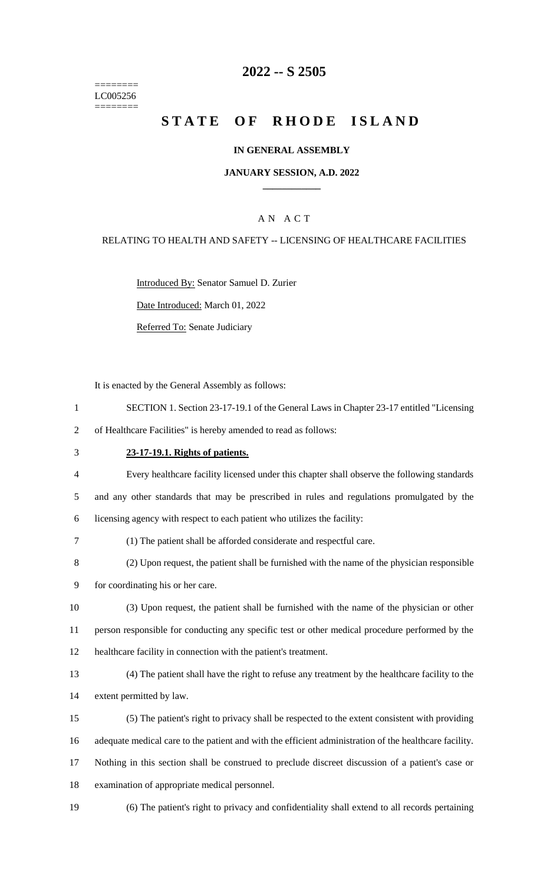========
LC005256
========

# 2022 -- S 2505

# STATE OF RHODE ISLAND

## IN GENERAL ASSEMBLY

### JANUARY SESSION, A.D. 2022

## A N A C T

RELATING TO HEALTH AND SAFETY -- LICENSING OF HEALTHCARE FACILITIES

Introduced By: Senator Samuel D. Zurier

Date Introduced: March 01, 2022

Referred To: Senate Judiciary

It is enacted by the General Assembly as follows:

1 SECTION 1. Section 23-17-19.1 of the General Laws in Chapter 23-17 entitled "Licensing
2 of Healthcare Facilities" is hereby amended to read as follows:

3 **23-17-19.1. Rights of patients.**

4 Every healthcare facility licensed under this chapter shall observe the following standards
5 and any other standards that may be prescribed in rules and regulations promulgated by the
6 licensing agency with respect to each patient who utilizes the facility:

7 (1) The patient shall be afforded considerate and respectful care.

8 (2) Upon request, the patient shall be furnished with the name of the physician responsible
9 for coordinating his or her care.

10 (3) Upon request, the patient shall be furnished with the name of the physician or other
11 person responsible for conducting any specific test or other medical procedure performed by the
12 healthcare facility in connection with the patient's treatment.

13 (4) The patient shall have the right to refuse any treatment by the healthcare facility to the
14 extent permitted by law.

15 (5) The patient's right to privacy shall be respected to the extent consistent with providing
16 adequate medical care to the patient and with the efficient administration of the healthcare facility.
17 Nothing in this section shall be construed to preclude discreet discussion of a patient's case or
18 examination of appropriate medical personnel.

19 (6) The patient's right to privacy and confidentiality shall extend to all records pertaining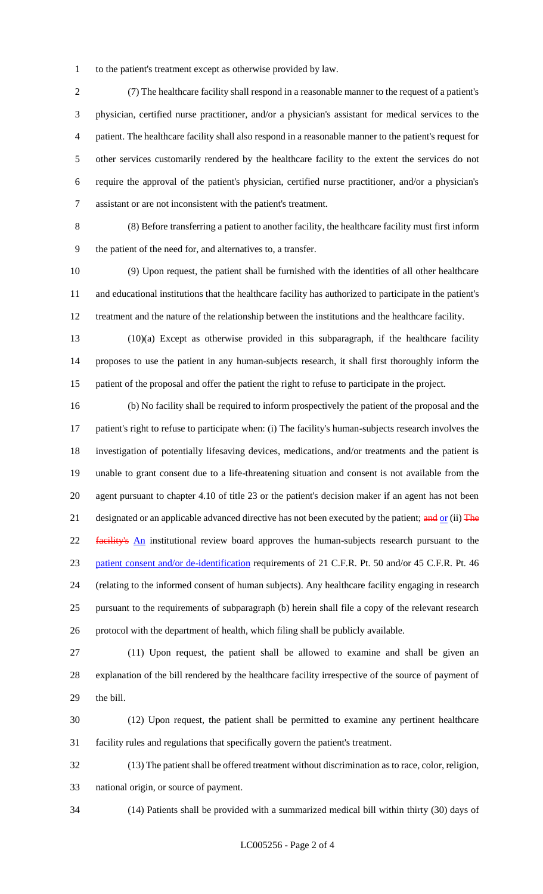to the patient's treatment except as otherwise provided by law.

(7) The healthcare facility shall respond in a reasonable manner to the request of a patient's physician, certified nurse practitioner, and/or a physician's assistant for medical services to the patient. The healthcare facility shall also respond in a reasonable manner to the patient's request for other services customarily rendered by the healthcare facility to the extent the services do not require the approval of the patient's physician, certified nurse practitioner, and/or a physician's assistant or are not inconsistent with the patient's treatment.

(8) Before transferring a patient to another facility, the healthcare facility must first inform the patient of the need for, and alternatives to, a transfer.

(9) Upon request, the patient shall be furnished with the identities of all other healthcare and educational institutions that the healthcare facility has authorized to participate in the patient's treatment and the nature of the relationship between the institutions and the healthcare facility.

(10)(a) Except as otherwise provided in this subparagraph, if the healthcare facility proposes to use the patient in any human-subjects research, it shall first thoroughly inform the patient of the proposal and offer the patient the right to refuse to participate in the project.

(b) No facility shall be required to inform prospectively the patient of the proposal and the patient's right to refuse to participate when: (i) The facility's human-subjects research involves the investigation of potentially lifesaving devices, medications, and/or treatments and the patient is unable to grant consent due to a life-threatening situation and consent is not available from the agent pursuant to chapter 4.10 of title 23 or the patient's decision maker if an agent has not been designated or an applicable advanced directive has not been executed by the patient; ~~and~~ or (ii) ~~The facility's~~ An institutional review board approves the human-subjects research pursuant to the patient consent and/or de-identification requirements of 21 C.F.R. Pt. 50 and/or 45 C.F.R. Pt. 46 (relating to the informed consent of human subjects). Any healthcare facility engaging in research pursuant to the requirements of subparagraph (b) herein shall file a copy of the relevant research protocol with the department of health, which filing shall be publicly available.

(11) Upon request, the patient shall be allowed to examine and shall be given an explanation of the bill rendered by the healthcare facility irrespective of the source of payment of the bill.

(12) Upon request, the patient shall be permitted to examine any pertinent healthcare facility rules and regulations that specifically govern the patient's treatment.

(13) The patient shall be offered treatment without discrimination as to race, color, religion, national origin, or source of payment.

(14) Patients shall be provided with a summarized medical bill within thirty (30) days of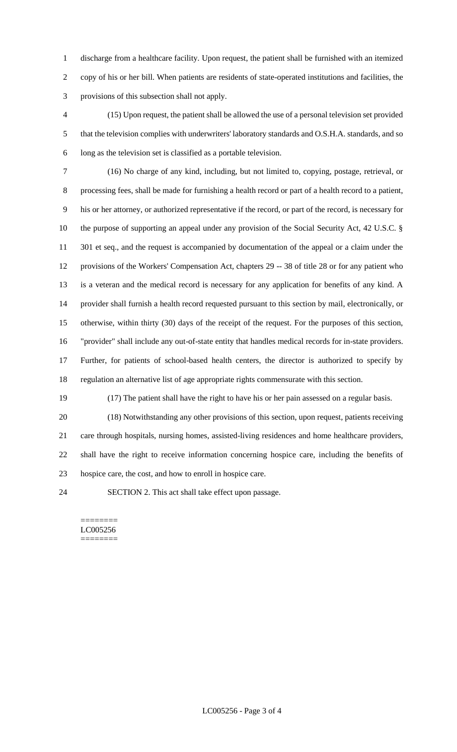discharge from a healthcare facility. Upon request, the patient shall be furnished with an itemized copy of his or her bill. When patients are residents of state-operated institutions and facilities, the provisions of this subsection shall not apply.

(15) Upon request, the patient shall be allowed the use of a personal television set provided that the television complies with underwriters' laboratory standards and O.S.H.A. standards, and so long as the television set is classified as a portable television.

(16) No charge of any kind, including, but not limited to, copying, postage, retrieval, or processing fees, shall be made for furnishing a health record or part of a health record to a patient, his or her attorney, or authorized representative if the record, or part of the record, is necessary for the purpose of supporting an appeal under any provision of the Social Security Act, 42 U.S.C. § 301 et seq., and the request is accompanied by documentation of the appeal or a claim under the provisions of the Workers' Compensation Act, chapters 29 -- 38 of title 28 or for any patient who is a veteran and the medical record is necessary for any application for benefits of any kind. A provider shall furnish a health record requested pursuant to this section by mail, electronically, or otherwise, within thirty (30) days of the receipt of the request. For the purposes of this section, "provider" shall include any out-of-state entity that handles medical records for in-state providers. Further, for patients of school-based health centers, the director is authorized to specify by regulation an alternative list of age appropriate rights commensurate with this section.

(17) The patient shall have the right to have his or her pain assessed on a regular basis.

(18) Notwithstanding any other provisions of this section, upon request, patients receiving care through hospitals, nursing homes, assisted-living residences and home healthcare providers, shall have the right to receive information concerning hospice care, including the benefits of hospice care, the cost, and how to enroll in hospice care.

SECTION 2. This act shall take effect upon passage.

========
LC005256
========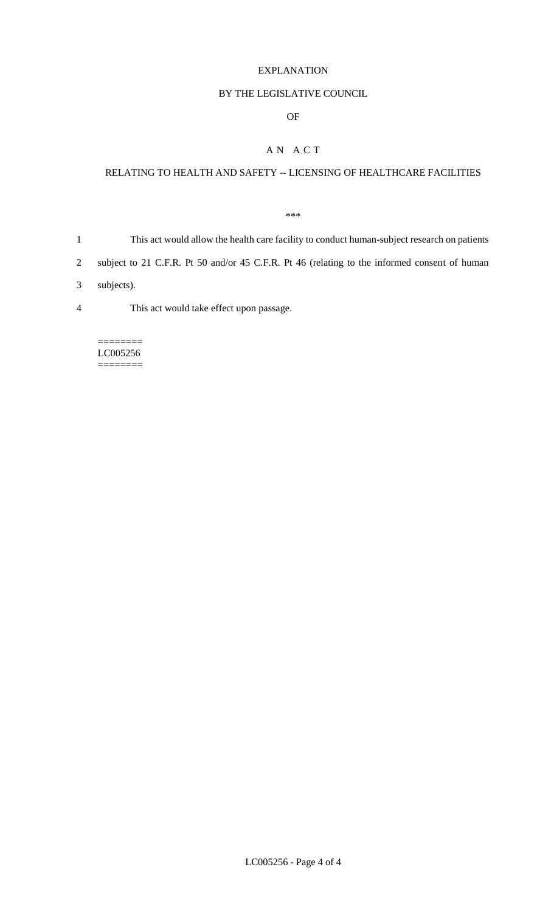EXPLANATION

BY THE LEGISLATIVE COUNCIL

OF

A N A C T

RELATING TO HEALTH AND SAFETY -- LICENSING OF HEALTHCARE FACILITIES

\*\*\*

This act would allow the health care facility to conduct human-subject research on patients subject to 21 C.F.R. Pt 50 and/or 45 C.F.R. Pt 46 (relating to the informed consent of human subjects).

This act would take effect upon passage.

========
LC005256
========